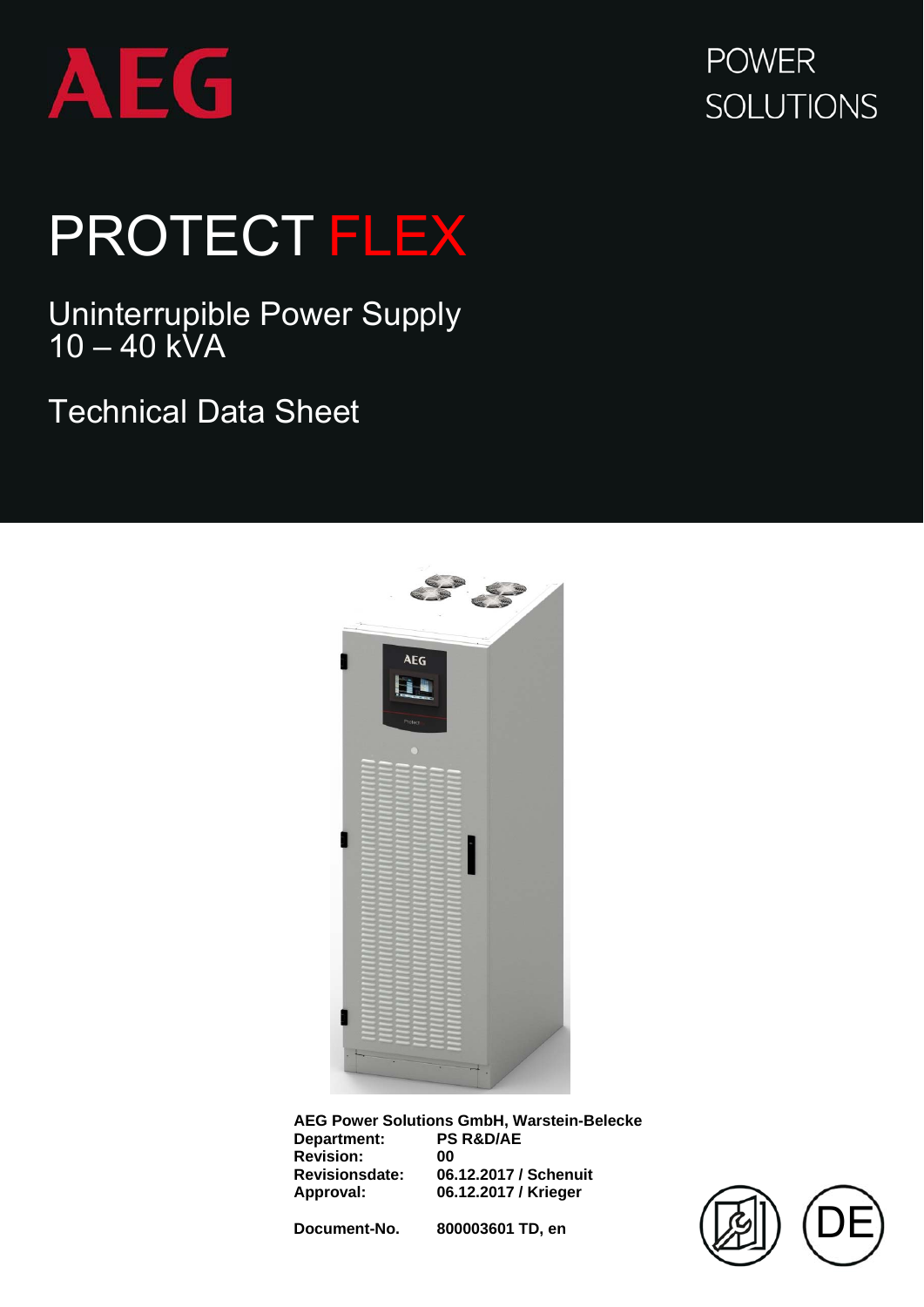AEG

POWER SOLUTIONS

# PROTECT FLEX

## Uninterrupible Power Supply
## 10 – 40 kVA

## Technical Data Sheet

**AEG Power Solutions GmbH, Warstein-Belecke**

| | |
|---|---|
| **Department:** | **PS R&D/AE** |
| **Revision:** | **00** |
| **Revisionsdate:** | **06.12.2017 / Schenuit** |
| **Approval:** | **06.12.2017 / Krieger** |

**Document-No.** **800003601 TD, en**

DE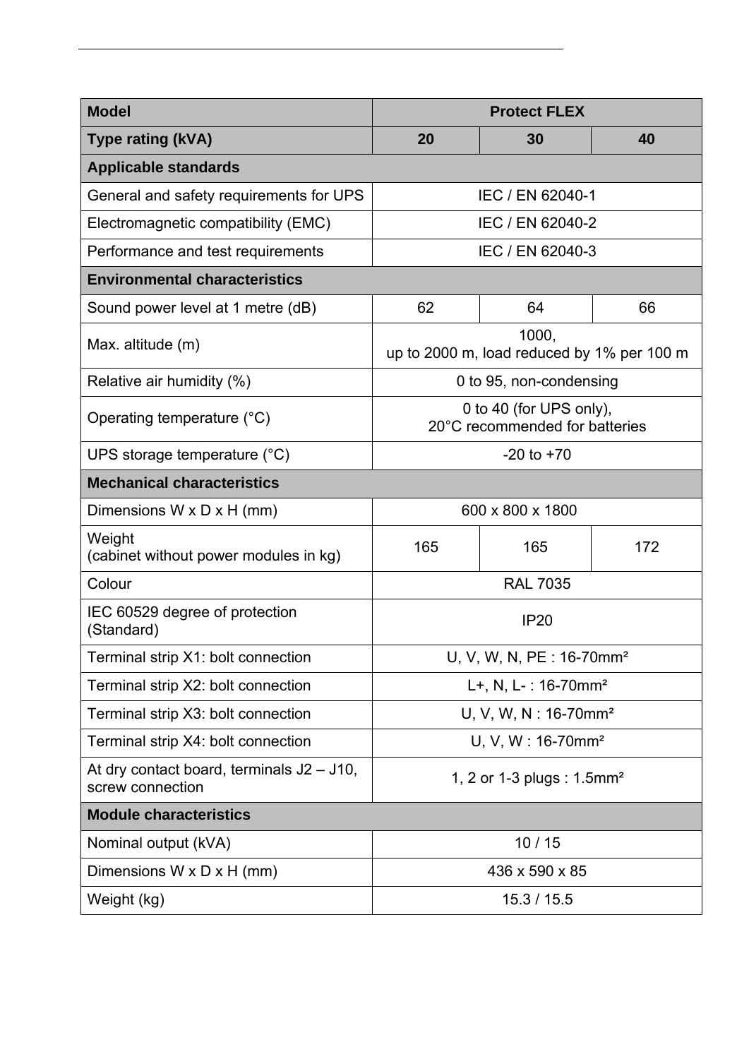| Model | Protect FLEX | | |
|---|---|---|---|
| **Type rating (kVA)** | **20** | **30** | **40** |
| **Applicable standards** | | | |
| General and safety requirements for UPS | IEC / EN 62040-1 | | |
| Electromagnetic compatibility (EMC) | IEC / EN 62040-2 | | |
| Performance and test requirements | IEC / EN 62040-3 | | |
| **Environmental characteristics** | | | |
| Sound power level at 1 metre (dB) | 62 | 64 | 66 |
| Max. altitude (m) | 1000,<br>up to 2000 m, load reduced by 1% per 100 m | | |
| Relative air humidity (%) | 0 to 95, non-condensing | | |
| Operating temperature (°C) | 0 to 40 (for UPS only),<br>20°C recommended for batteries | | |
| UPS storage temperature (°C) | -20 to +70 | | |
| **Mechanical characteristics** | | | |
| Dimensions W x D x H (mm) | 600 x 800 x 1800 | | |
| Weight<br>(cabinet without power modules in kg) | 165 | 165 | 172 |
| Colour | RAL 7035 | | |
| IEC 60529 degree of protection<br>(Standard) | IP20 | | |
| Terminal strip X1: bolt connection | U, V, W, N, PE : 16-70mm² | | |
| Terminal strip X2: bolt connection | L+, N, L- : 16-70mm² | | |
| Terminal strip X3: bolt connection | U, V, W, N : 16-70mm² | | |
| Terminal strip X4: bolt connection | U, V, W : 16-70mm² | | |
| At dry contact board, terminals J2 – J10, screw connection | 1, 2 or 1-3 plugs : 1.5mm² | | |
| **Module characteristics** | | | |
| Nominal output (kVA) | 10 / 15 | | |
| Dimensions W x D x H (mm) | 436 x 590 x 85 | | |
| Weight (kg) | 15.3 / 15.5 | | |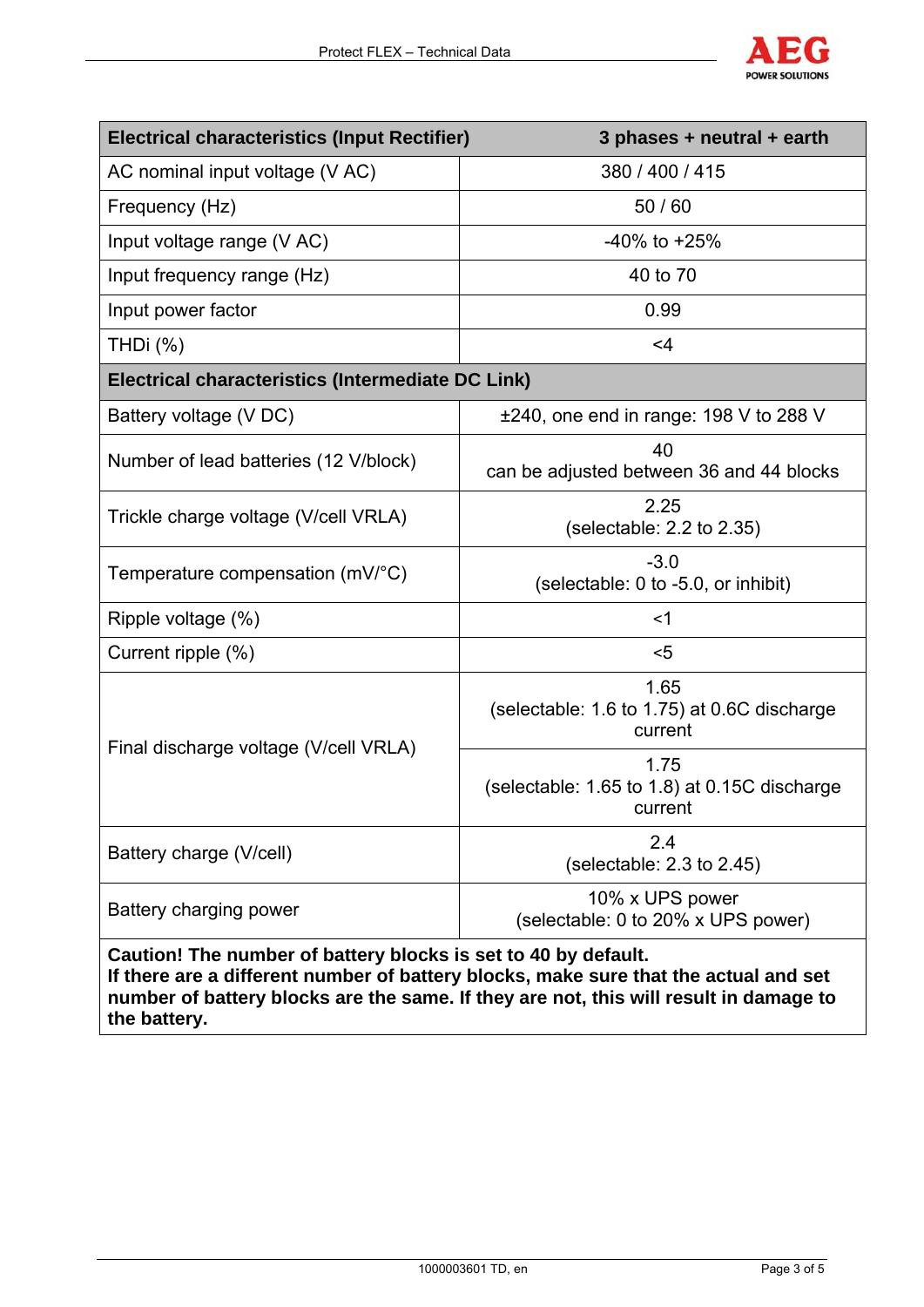| Electrical characteristics (Input Rectifier) | 3 phases + neutral + earth |
|---|---|
| AC nominal input voltage (V AC) | 380 / 400 / 415 |
| Frequency (Hz) | 50 / 60 |
| Input voltage range (V AC) | -40% to +25% |
| Input frequency range (Hz) | 40 to 70 |
| Input power factor | 0.99 |
| THDi (%) | <4 |
| **Electrical characteristics (Intermediate DC Link)** | |
| Battery voltage (V DC) | ±240, one end in range: 198 V to 288 V |
| Number of lead batteries (12 V/block) | 40<br>can be adjusted between 36 and 44 blocks |
| Trickle charge voltage (V/cell VRLA) | 2.25<br>(selectable: 2.2 to 2.35) |
| Temperature compensation (mV/°C) | -3.0<br>(selectable: 0 to -5.0, or inhibit) |
| Ripple voltage (%) | <1 |
| Current ripple (%) | <5 |
| Final discharge voltage (V/cell VRLA) | 1.65<br>(selectable: 1.6 to 1.75) at 0.6C discharge current |
| | 1.75<br>(selectable: 1.65 to 1.8) at 0.15C discharge current |
| Battery charge (V/cell) | 2.4<br>(selectable: 2.3 to 2.45) |
| Battery charging power | 10% x UPS power<br>(selectable: 0 to 20% x UPS power) |

**Caution! The number of battery blocks is set to 40 by default.**
**If there are a different number of battery blocks, make sure that the actual and set number of battery blocks are the same. If they are not, this will result in damage to the battery.**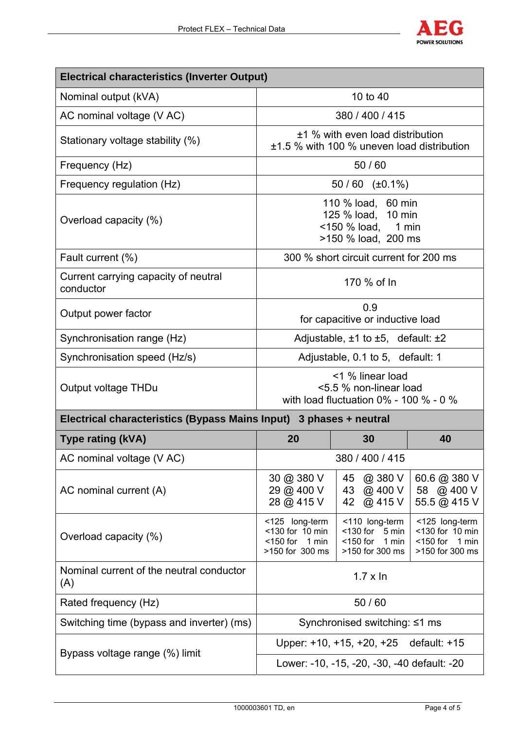| Electrical characteristics (Inverter Output) | | | |
|---|---|---|---|
| Nominal output (kVA) | 10 to 40 | | |
| AC nominal voltage (V AC) | 380 / 400 / 415 | | |
| Stationary voltage stability (%) | ±1 % with even load distribution<br>±1.5 % with 100 % uneven load distribution | | |
| Frequency (Hz) | 50 / 60 | | |
| Frequency regulation (Hz) | 50 / 60 (±0.1%) | | |
| Overload capacity (%) | 110 % load, 60 min<br>125 % load, 10 min<br><150 % load, 1 min<br>>150 % load, 200 ms | | |
| Fault current (%) | 300 % short circuit current for 200 ms | | |
| Current carrying capacity of neutral conductor | 170 % of In | | |
| Output power factor | 0.9<br>for capacitive or inductive load | | |
| Synchronisation range (Hz) | Adjustable, ±1 to ±5, default: ±2 | | |
| Synchronisation speed (Hz/s) | Adjustable, 0.1 to 5, default: 1 | | |
| Output voltage THDu | <1 % linear load<br><5.5 % non-linear load<br>with load fluctuation 0% - 100 % - 0 % | | |
| **Electrical characteristics (Bypass Mains Input) 3 phases + neutral** | | | |
| **Type rating (kVA)** | **20** | **30** | **40** |
| AC nominal voltage (V AC) | 380 / 400 / 415 | | |
| AC nominal current (A) | 30 @ 380 V<br>29 @ 400 V<br>28 @ 415 V | 45 @ 380 V<br>43 @ 400 V<br>42 @ 415 V | 60.6 @ 380 V<br>58 @ 400 V<br>55.5 @ 415 V |
| Overload capacity (%) | <125 long-term<br><130 for 10 min<br><150 for 1 min<br>>150 for 300 ms | <110 long-term<br><130 for 5 min<br><150 for 1 min<br>>150 for 300 ms | <125 long-term<br><130 for 10 min<br><150 for 1 min<br>>150 for 300 ms |
| Nominal current of the neutral conductor (A) | 1.7 x In | | |
| Rated frequency (Hz) | 50 / 60 | | |
| Switching time (bypass and inverter) (ms) | Synchronised switching: ≤1 ms | | |
| Bypass voltage range (%) limit | Upper: +10, +15, +20, +25 default: +15 | | |
| | Lower: -10, -15, -20, -30, -40 default: -20 | | |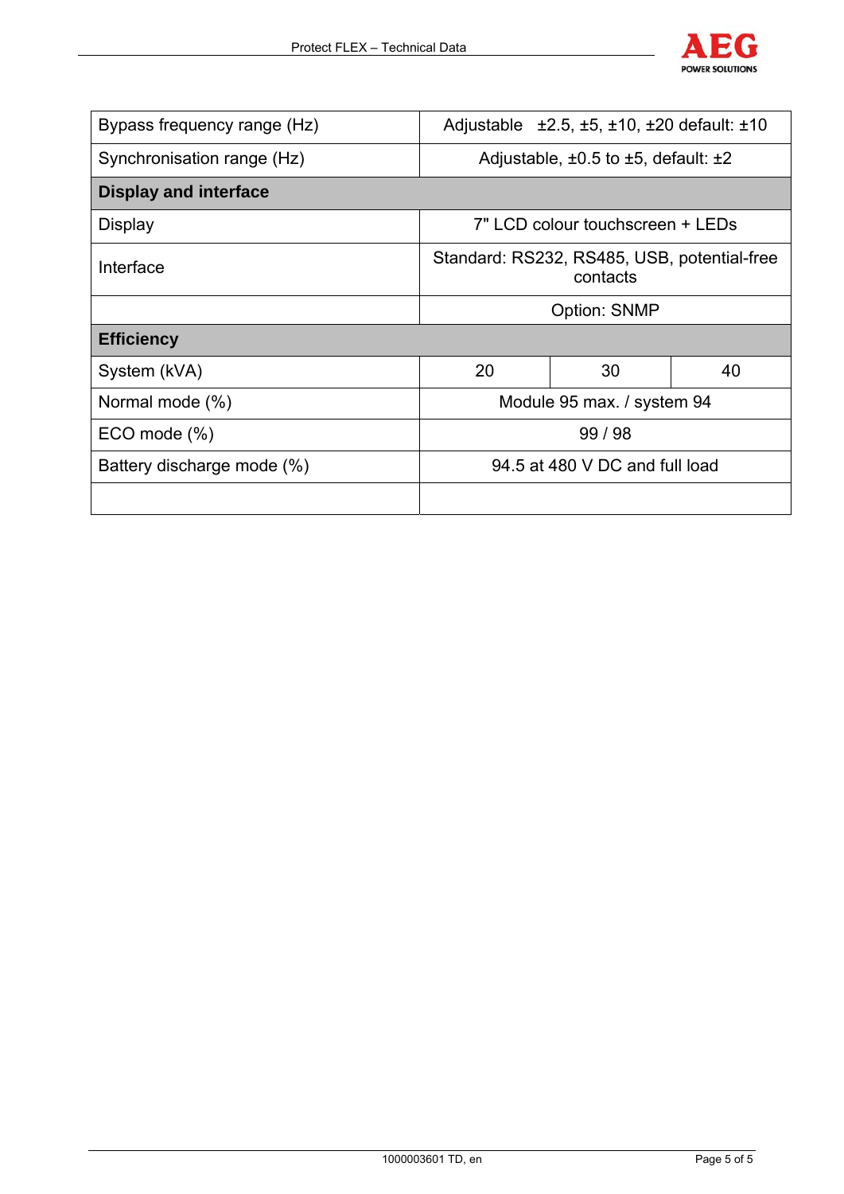| | | | |
|---|---|---|---|
| Bypass frequency range (Hz) | Adjustable ±2.5, ±5, ±10, ±20 default: ±10 | | |
| Synchronisation range (Hz) | Adjustable, ±0.5 to ±5, default: ±2 | | |
| **Display and interface** | | | |
| Display | 7" LCD colour touchscreen + LEDs | | |
| Interface | Standard: RS232, RS485, USB, potential-free contacts | | |
| | Option: SNMP | | |
| **Efficiency** | | | |
| System (kVA) | 20 | 30 | 40 |
| Normal mode (%) | Module 95 max. / system 94 | | |
| ECO mode (%) | 99 / 98 | | |
| Battery discharge mode (%) | 94.5 at 480 V DC and full load | | |
| | | | |